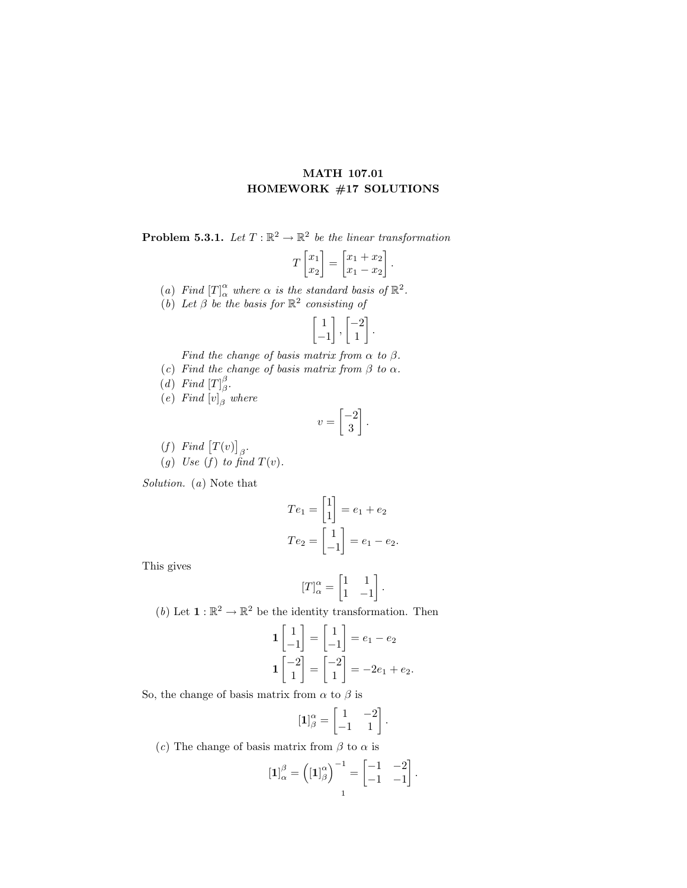# MATH 107.01
# HOMEWORK #17 SOLUTIONS

**Problem 5.3.1.** *Let $T : \mathbb{R}^2 \to \mathbb{R}^2$ be the linear transformation*

$$T \begin{bmatrix} x_1 \\ x_2 \end{bmatrix} = \begin{bmatrix} x_1 + x_2 \\ x_1 - x_2 \end{bmatrix}.$$

(*a*) *Find $[T]_\alpha^\alpha$ where $\alpha$ is the standard basis of $\mathbb{R}^2$.*

(*b*) *Let $\beta$ be the basis for $\mathbb{R}^2$ consisting of*

$$\begin{bmatrix} 1 \\ -1 \end{bmatrix}, \begin{bmatrix} -2 \\ 1 \end{bmatrix}.$$

*Find the change of basis matrix from $\alpha$ to $\beta$.*

(*c*) *Find the change of basis matrix from $\beta$ to $\alpha$.*

(*d*) *Find $[T]_\beta^\beta$.*

(*e*) *Find $[v]_\beta$ where*

$$v = \begin{bmatrix} -2 \\ 3 \end{bmatrix}.$$

(*f*) *Find $\big[T(v)\big]_\beta$.*

(*g*) *Use (f) to find $T(v)$.*

*Solution.* (*a*) Note that

$$Te_1 = \begin{bmatrix} 1 \\ 1 \end{bmatrix} = e_1 + e_2$$

$$Te_2 = \begin{bmatrix} 1 \\ -1 \end{bmatrix} = e_1 - e_2.$$

This gives

$$[T]_\alpha^\alpha = \begin{bmatrix} 1 & 1 \\ 1 & -1 \end{bmatrix}.$$

(*b*) Let $\mathbf{1} : \mathbb{R}^2 \to \mathbb{R}^2$ be the identity transformation. Then

$$\mathbf{1} \begin{bmatrix} 1 \\ -1 \end{bmatrix} = \begin{bmatrix} 1 \\ -1 \end{bmatrix} = e_1 - e_2$$

$$\mathbf{1} \begin{bmatrix} -2 \\ 1 \end{bmatrix} = \begin{bmatrix} -2 \\ 1 \end{bmatrix} = -2e_1 + e_2.$$

So, the change of basis matrix from $\alpha$ to $\beta$ is

$$[\mathbf{1}]_\beta^\alpha = \begin{bmatrix} 1 & -2 \\ -1 & 1 \end{bmatrix}.$$

(*c*) The change of basis matrix from $\beta$ to $\alpha$ is

$$[\mathbf{1}]_\alpha^\beta = \left([\mathbf{1}]_\beta^\alpha\right)^{-1} = \begin{bmatrix} -1 & -2 \\ -1 & -1 \end{bmatrix}.$$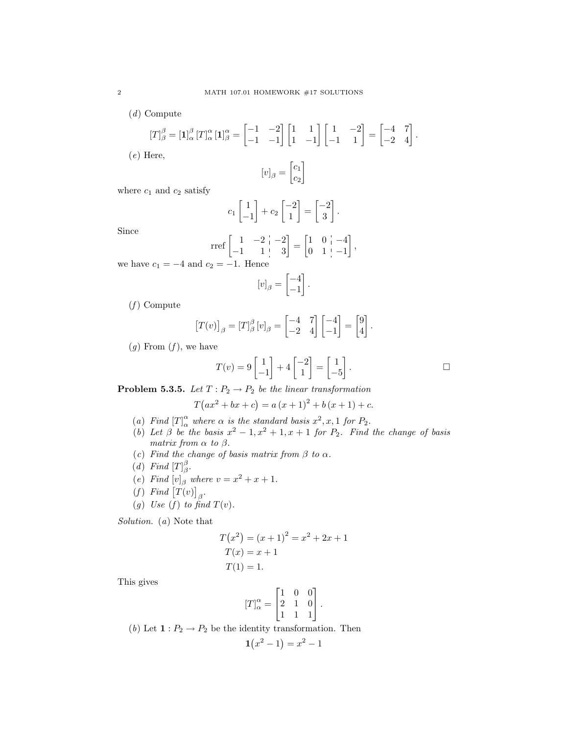(*d*) Compute

$$[T]_\beta^\beta = [\mathbf{1}]_\alpha^\beta \, [T]_\alpha^\alpha \, [\mathbf{1}]_\beta^\alpha = \begin{bmatrix} -1 & -2 \\ -1 & -1 \end{bmatrix} \begin{bmatrix} 1 & 1 \\ 1 & -1 \end{bmatrix} \begin{bmatrix} 1 & -2 \\ -1 & 1 \end{bmatrix} = \begin{bmatrix} -4 & 7 \\ -2 & 4 \end{bmatrix}.$$

(*e*) Here,

$$[v]_\beta = \begin{bmatrix} c_1 \\ c_2 \end{bmatrix}$$

where $c_1$ and $c_2$ satisfy

$$c_1 \begin{bmatrix} 1 \\ -1 \end{bmatrix} + c_2 \begin{bmatrix} -2 \\ 1 \end{bmatrix} = \begin{bmatrix} -2 \\ 3 \end{bmatrix}.$$

Since

$$\operatorname{rref} \left[\begin{array}{cc|c} 1 & -2 & -2 \\ -1 & 1 & 3 \end{array}\right] = \left[\begin{array}{cc|c} 1 & 0 & -4 \\ 0 & 1 & -1 \end{array}\right],$$

we have $c_1 = -4$ and $c_2 = -1$. Hence

$$[v]_\beta = \begin{bmatrix} -4 \\ -1 \end{bmatrix}.$$

(*f*) Compute

$$\big[T(v)\big]_\beta = [T]_\beta^\beta \, [v]_\beta = \begin{bmatrix} -4 & 7 \\ -2 & 4 \end{bmatrix} \begin{bmatrix} -4 \\ -1 \end{bmatrix} = \begin{bmatrix} 9 \\ 4 \end{bmatrix}.$$

(*g*) From (*f*), we have

$$T(v) = 9 \begin{bmatrix} 1 \\ -1 \end{bmatrix} + 4 \begin{bmatrix} -2 \\ 1 \end{bmatrix} = \begin{bmatrix} 1 \\ -5 \end{bmatrix}.$$

□

**Problem 5.3.5.** *Let $T : P_2 \to P_2$ be the linear transformation*

$$T\big(ax^2 + bx + c\big) = a\,(x+1)^2 + b\,(x+1) + c.$$

- (*a*) *Find $[T]_\alpha^\alpha$ where $\alpha$ is the standard basis $x^2, x, 1$ for $P_2$.*
- (*b*) *Let $\beta$ be the basis $x^2 - 1, x^2 + 1, x + 1$ for $P_2$. Find the change of basis matrix from $\alpha$ to $\beta$.*
- (*c*) *Find the change of basis matrix from $\beta$ to $\alpha$.*
- (*d*) *Find $[T]_\beta^\beta$.*
- (*e*) *Find $[v]_\beta$ where $v = x^2 + x + 1$.*
- (*f*) *Find $\big[T(v)\big]_\beta$.*
- (*g*) *Use (f) to find $T(v)$.*

*Solution.* (*a*) Note that

$$\begin{aligned} T\big(x^2\big) &= (x+1)^2 = x^2 + 2x + 1 \\ T(x) &= x + 1 \\ T(1) &= 1. \end{aligned}$$

This gives

$$[T]_\alpha^\alpha = \begin{bmatrix} 1 & 0 & 0 \\ 2 & 1 & 0 \\ 1 & 1 & 1 \end{bmatrix}.$$

(*b*) Let $\mathbf{1} : P_2 \to P_2$ be the identity transformation. Then

$$\mathbf{1}\big(x^2 - 1\big) = x^2 - 1$$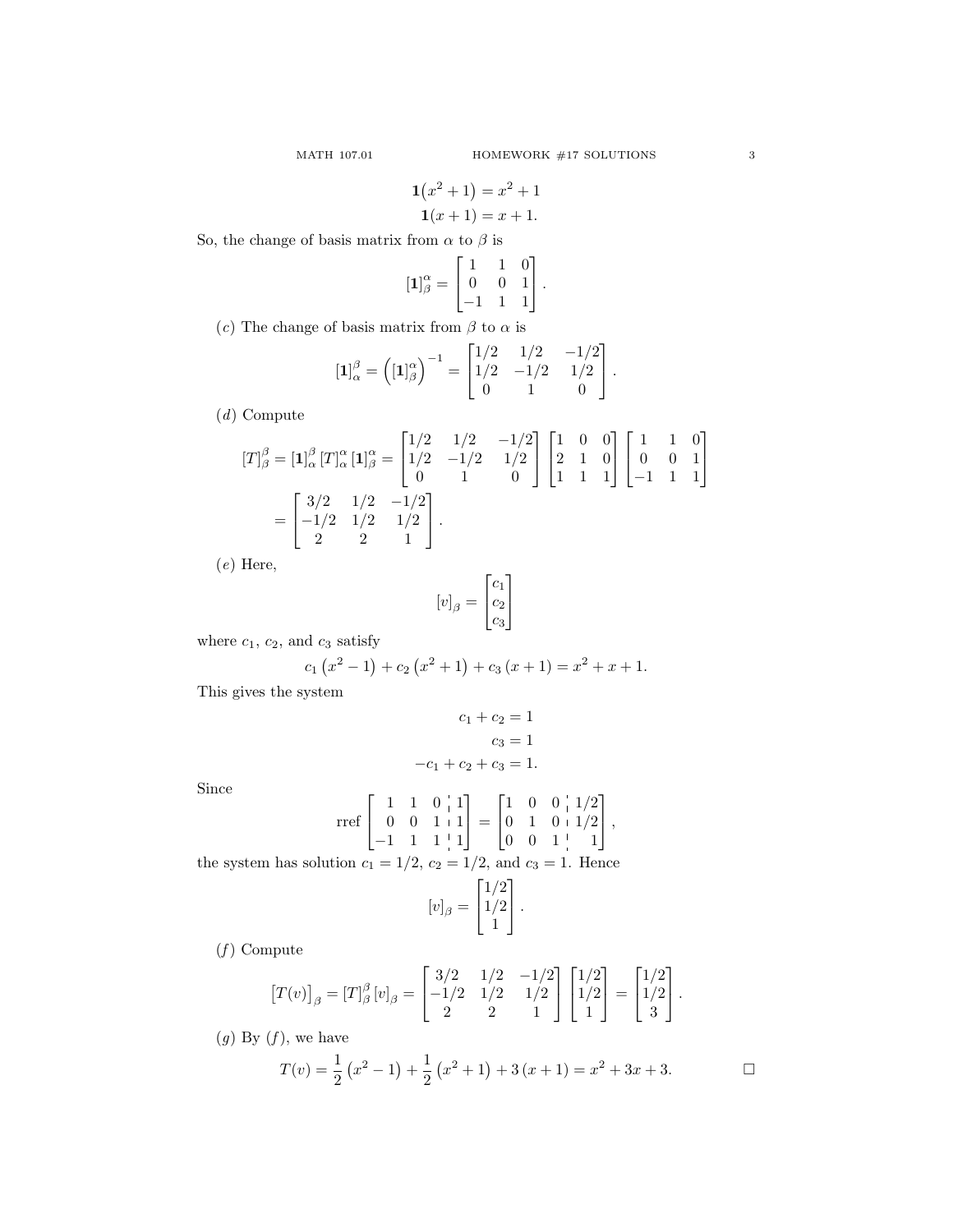$$\mathbf{1}\big(x^2+1\big) = x^2+1$$
$$\mathbf{1}(x+1) = x+1.$$

So, the change of basis matrix from $\alpha$ to $\beta$ is

$$[\mathbf{1}]_\beta^\alpha = \begin{bmatrix} 1 & 1 & 0 \\ 0 & 0 & 1 \\ -1 & 1 & 1 \end{bmatrix}.$$

($c$) The change of basis matrix from $\beta$ to $\alpha$ is

$$[\mathbf{1}]_\alpha^\beta = \left([\mathbf{1}]_\beta^\alpha\right)^{-1} = \begin{bmatrix} 1/2 & 1/2 & -1/2 \\ 1/2 & -1/2 & 1/2 \\ 0 & 1 & 0 \end{bmatrix}.$$

($d$) Compute

$$[T]_\beta^\beta = [\mathbf{1}]_\alpha^\beta\,[T]_\alpha^\alpha\,[\mathbf{1}]_\beta^\alpha = \begin{bmatrix} 1/2 & 1/2 & -1/2 \\ 1/2 & -1/2 & 1/2 \\ 0 & 1 & 0 \end{bmatrix} \begin{bmatrix} 1 & 0 & 0 \\ 2 & 1 & 0 \\ 1 & 1 & 1 \end{bmatrix} \begin{bmatrix} 1 & 1 & 0 \\ 0 & 0 & 1 \\ -1 & 1 & 1 \end{bmatrix}$$
$$= \begin{bmatrix} 3/2 & 1/2 & -1/2 \\ -1/2 & 1/2 & 1/2 \\ 2 & 2 & 1 \end{bmatrix}.$$

($e$) Here,

$$[v]_\beta = \begin{bmatrix} c_1 \\ c_2 \\ c_3 \end{bmatrix}$$

where $c_1$, $c_2$, and $c_3$ satisfy

$$c_1\left(x^2-1\right) + c_2\left(x^2+1\right) + c_3\,(x+1) = x^2+x+1.$$

This gives the system

$$c_1 + c_2 = 1$$
$$c_3 = 1$$
$$-c_1 + c_2 + c_3 = 1.$$

Since

$$\operatorname{rref}\left[\begin{array}{ccc|c} 1 & 1 & 0 & 1 \\ 0 & 0 & 1 & 1 \\ -1 & 1 & 1 & 1 \end{array}\right] = \left[\begin{array}{ccc|c} 1 & 0 & 0 & 1/2 \\ 0 & 1 & 0 & 1/2 \\ 0 & 0 & 1 & 1 \end{array}\right],$$

the system has solution $c_1 = 1/2$, $c_2 = 1/2$, and $c_3 = 1$. Hence

$$[v]_\beta = \begin{bmatrix} 1/2 \\ 1/2 \\ 1 \end{bmatrix}.$$

($f$) Compute

$$\big[T(v)\big]_\beta = [T]_\beta^\beta\,[v]_\beta = \begin{bmatrix} 3/2 & 1/2 & -1/2 \\ -1/2 & 1/2 & 1/2 \\ 2 & 2 & 1 \end{bmatrix} \begin{bmatrix} 1/2 \\ 1/2 \\ 1 \end{bmatrix} = \begin{bmatrix} 1/2 \\ 1/2 \\ 3 \end{bmatrix}.$$

($g$) By ($f$), we have

$$T(v) = \frac{1}{2}\left(x^2-1\right) + \frac{1}{2}\left(x^2+1\right) + 3\,(x+1) = x^2+3x+3.$$

□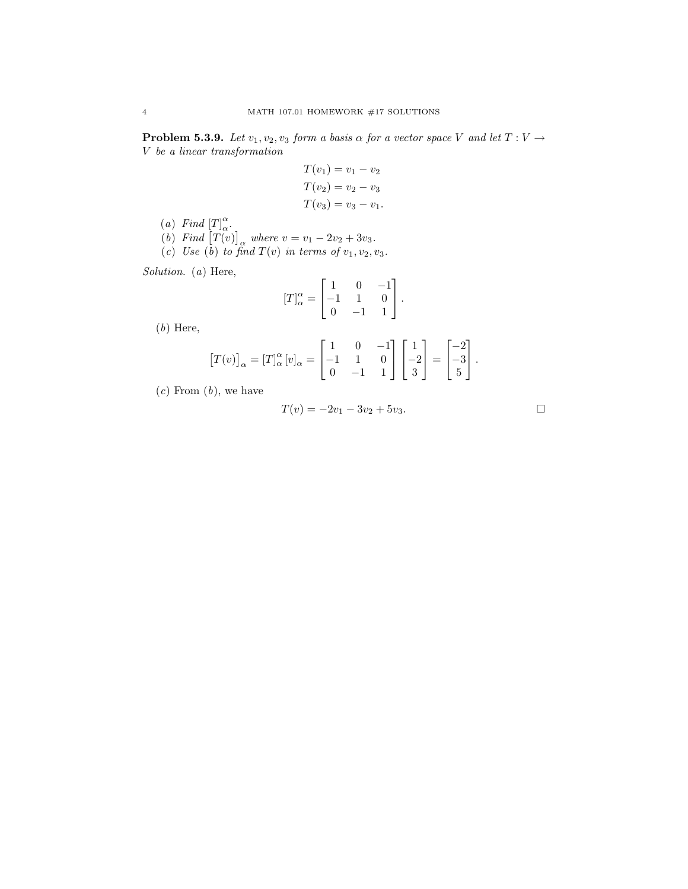**Problem 5.3.9.** *Let $v_1, v_2, v_3$ form a basis $\alpha$ for a vector space $V$ and let $T : V \to V$ be a linear transformation*

$$T(v_1) = v_1 - v_2$$
$$T(v_2) = v_2 - v_3$$
$$T(v_3) = v_3 - v_1.$$

(*a*) *Find* $[T]_\alpha^\alpha$.
(*b*) *Find* $\big[T(v)\big]_\alpha$ *where* $v = v_1 - 2v_2 + 3v_3$.
(*c*) *Use* (*b*) *to find* $T(v)$ *in terms of* $v_1, v_2, v_3$.

*Solution.* (*a*) Here,

$$[T]_\alpha^\alpha = \begin{bmatrix} 1 & 0 & -1 \\ -1 & 1 & 0 \\ 0 & -1 & 1 \end{bmatrix}.$$

(*b*) Here,

$$\big[T(v)\big]_\alpha = [T]_\alpha^\alpha \, [v]_\alpha = \begin{bmatrix} 1 & 0 & -1 \\ -1 & 1 & 0 \\ 0 & -1 & 1 \end{bmatrix} \begin{bmatrix} 1 \\ -2 \\ 3 \end{bmatrix} = \begin{bmatrix} -2 \\ -3 \\ 5 \end{bmatrix}.$$

(*c*) From (*b*), we have

$$T(v) = -2v_1 - 3v_2 + 5v_3.$$

□